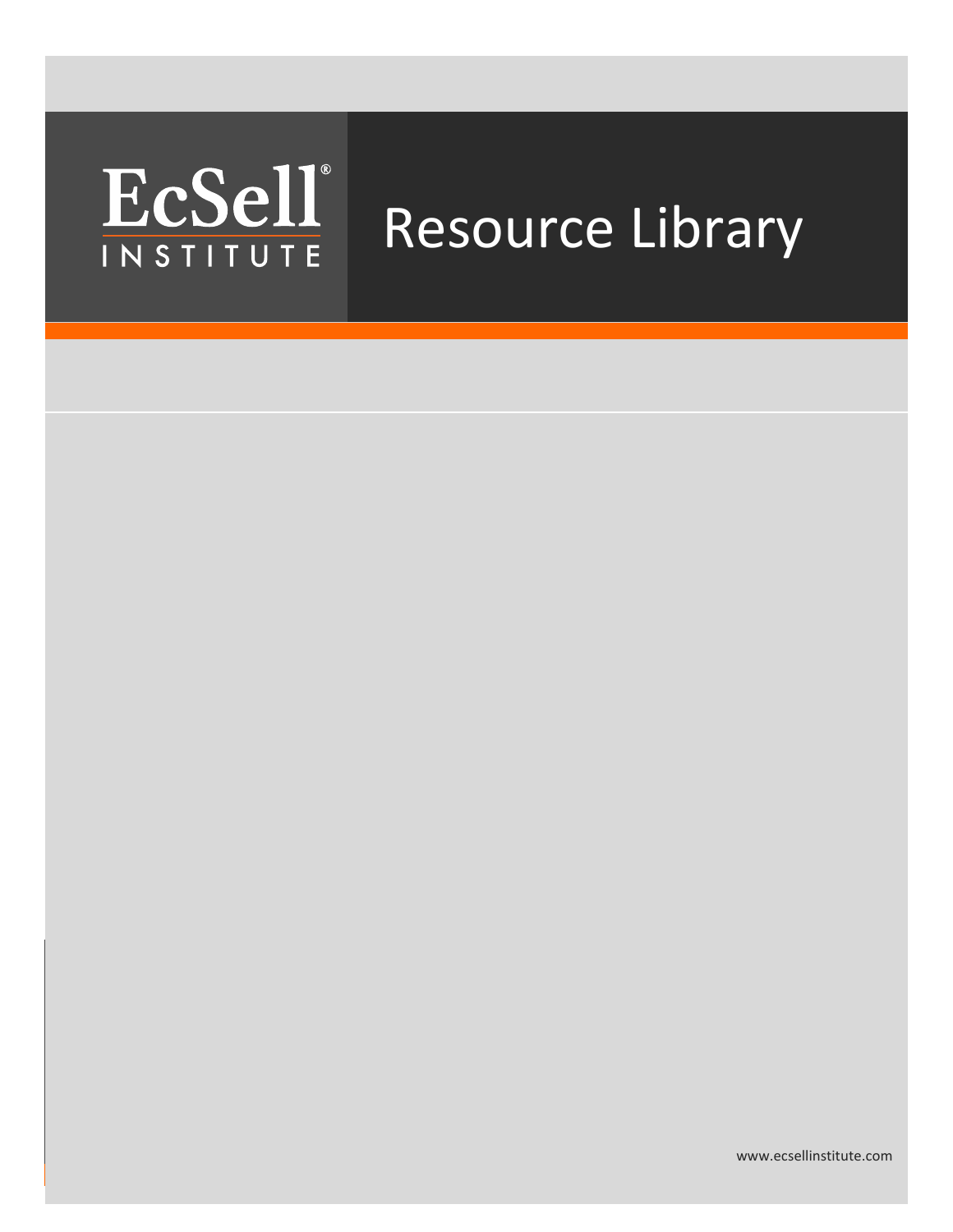EcSell® INSTITUTE

# Resource Library

www.ecsellinstitute.com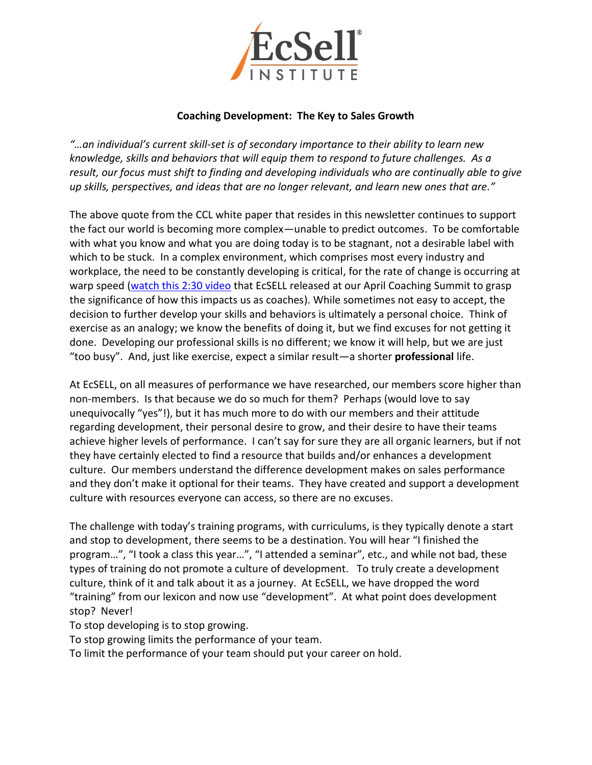**Coaching Development: The Key to Sales Growth**

*"…an individual's current skill-set is of secondary importance to their ability to learn new knowledge, skills and behaviors that will equip them to respond to future challenges. As a result, our focus must shift to finding and developing individuals who are continually able to give up skills, perspectives, and ideas that are no longer relevant, and learn new ones that are."*

The above quote from the CCL white paper that resides in this newsletter continues to support the fact our world is becoming more complex—unable to predict outcomes. To be comfortable with what you know and what you are doing today is to be stagnant, not a desirable label with which to be stuck. In a complex environment, which comprises most every industry and workplace, the need to be constantly developing is critical, for the rate of change is occurring at warp speed (watch this 2:30 video that EcSELL released at our April Coaching Summit to grasp the significance of how this impacts us as coaches). While sometimes not easy to accept, the decision to further develop your skills and behaviors is ultimately a personal choice. Think of exercise as an analogy; we know the benefits of doing it, but we find excuses for not getting it done. Developing our professional skills is no different; we know it will help, but we are just "too busy". And, just like exercise, expect a similar result—a shorter **professional** life.

At EcSELL, on all measures of performance we have researched, our members score higher than non-members. Is that because we do so much for them? Perhaps (would love to say unequivocally "yes"!), but it has much more to do with our members and their attitude regarding development, their personal desire to grow, and their desire to have their teams achieve higher levels of performance. I can't say for sure they are all organic learners, but if not they have certainly elected to find a resource that builds and/or enhances a development culture. Our members understand the difference development makes on sales performance and they don't make it optional for their teams. They have created and support a development culture with resources everyone can access, so there are no excuses.

The challenge with today's training programs, with curriculums, is they typically denote a start and stop to development, there seems to be a destination. You will hear "I finished the program…", "I took a class this year…", "I attended a seminar", etc., and while not bad, these types of training do not promote a culture of development. To truly create a development culture, think of it and talk about it as a journey. At EcSELL, we have dropped the word "training" from our lexicon and now use "development". At what point does development stop? Never!

To stop developing is to stop growing.

To stop growing limits the performance of your team.

To limit the performance of your team should put your career on hold.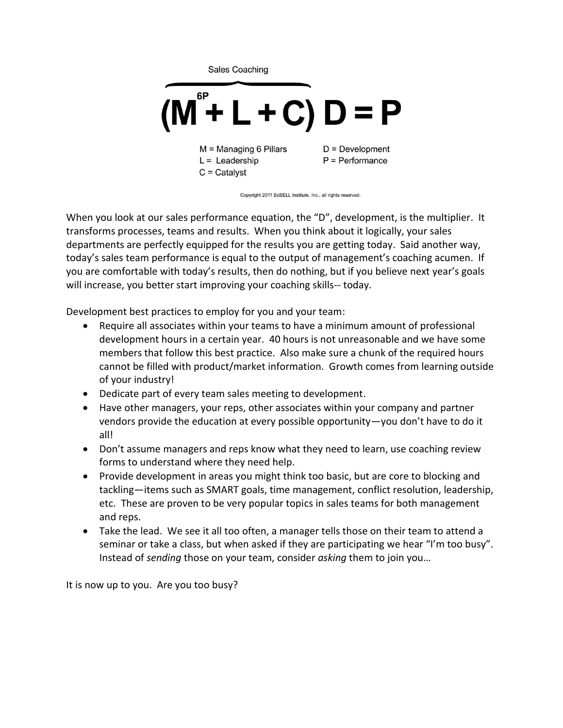Sales Coaching

$$\overbrace{(M^{6P} + L + C)}^{\text{Sales Coaching}}\, D = P$$

M = Managing 6 Pillars
L = Leadership
C = Catalyst

D = Development
P = Performance

Copyright 2011 EcSELL Institute, Inc., all rights reserved.

When you look at our sales performance equation, the "D", development, is the multiplier. It transforms processes, teams and results. When you think about it logically, your sales departments are perfectly equipped for the results you are getting today. Said another way, today's sales team performance is equal to the output of management's coaching acumen. If you are comfortable with today's results, then do nothing, but if you believe next year's goals will increase, you better start improving your coaching skills-- today.

Development best practices to employ for you and your team:

- Require all associates within your teams to have a minimum amount of professional development hours in a certain year. 40 hours is not unreasonable and we have some members that follow this best practice. Also make sure a chunk of the required hours cannot be filled with product/market information. Growth comes from learning outside of your industry!
- Dedicate part of every team sales meeting to development.
- Have other managers, your reps, other associates within your company and partner vendors provide the education at every possible opportunity—you don't have to do it all!
- Don't assume managers and reps know what they need to learn, use coaching review forms to understand where they need help.
- Provide development in areas you might think too basic, but are core to blocking and tackling—items such as SMART goals, time management, conflict resolution, leadership, etc. These are proven to be very popular topics in sales teams for both management and reps.
- Take the lead. We see it all too often, a manager tells those on their team to attend a seminar or take a class, but when asked if they are participating we hear "I'm too busy". Instead of *sending* those on your team, consider *asking* them to join you…

It is now up to you. Are you too busy?